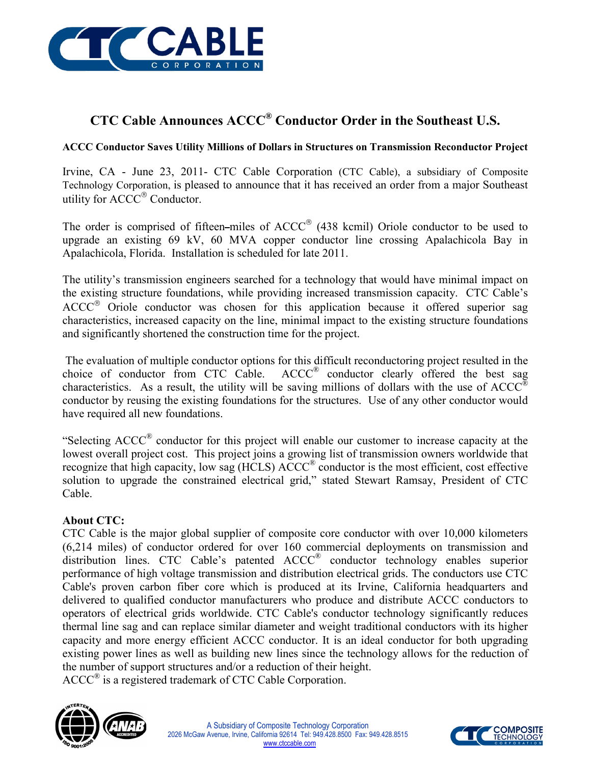# CTC Cable Announces ACCC® Conductor Order in the Southeast U.S.

**ACCC Conductor Saves Utility Millions of Dollars in Structures on Transmission Reconductor Project**

Irvine, CA - June 23, 2011- CTC Cable Corporation (CTC Cable), a subsidiary of Composite Technology Corporation, is pleased to announce that it has received an order from a major Southeast utility for ACCC® Conductor.

The order is comprised of fifteen-miles of ACCC® (438 kcmil) Oriole conductor to be used to upgrade an existing 69 kV, 60 MVA copper conductor line crossing Apalachicola Bay in Apalachicola, Florida. Installation is scheduled for late 2011.

The utility's transmission engineers searched for a technology that would have minimal impact on the existing structure foundations, while providing increased transmission capacity. CTC Cable's ACCC® Oriole conductor was chosen for this application because it offered superior sag characteristics, increased capacity on the line, minimal impact to the existing structure foundations and significantly shortened the construction time for the project.

The evaluation of multiple conductor options for this difficult reconductoring project resulted in the choice of conductor from CTC Cable. ACCC® conductor clearly offered the best sag characteristics. As a result, the utility will be saving millions of dollars with the use of ACCC® conductor by reusing the existing foundations for the structures. Use of any other conductor would have required all new foundations.

"Selecting ACCC® conductor for this project will enable our customer to increase capacity at the lowest overall project cost. This project joins a growing list of transmission owners worldwide that recognize that high capacity, low sag (HCLS) ACCC® conductor is the most efficient, cost effective solution to upgrade the constrained electrical grid," stated Stewart Ramsay, President of CTC Cable.

**About CTC:**

CTC Cable is the major global supplier of composite core conductor with over 10,000 kilometers (6,214 miles) of conductor ordered for over 160 commercial deployments on transmission and distribution lines. CTC Cable's patented ACCC® conductor technology enables superior performance of high voltage transmission and distribution electrical grids. The conductors use CTC Cable's proven carbon fiber core which is produced at its Irvine, California headquarters and delivered to qualified conductor manufacturers who produce and distribute ACCC conductors to operators of electrical grids worldwide. CTC Cable's conductor technology significantly reduces thermal line sag and can replace similar diameter and weight traditional conductors with its higher capacity and more energy efficient ACCC conductor. It is an ideal conductor for both upgrading existing power lines as well as building new lines since the technology allows for the reduction of the number of support structures and/or a reduction of their height.

ACCC® is a registered trademark of CTC Cable Corporation.

A Subsidiary of Composite Technology Corporation
2026 McGaw Avenue, Irvine, California 92614 Tel: 949.428.8500 Fax: 949.428.8515
www.ctccable.com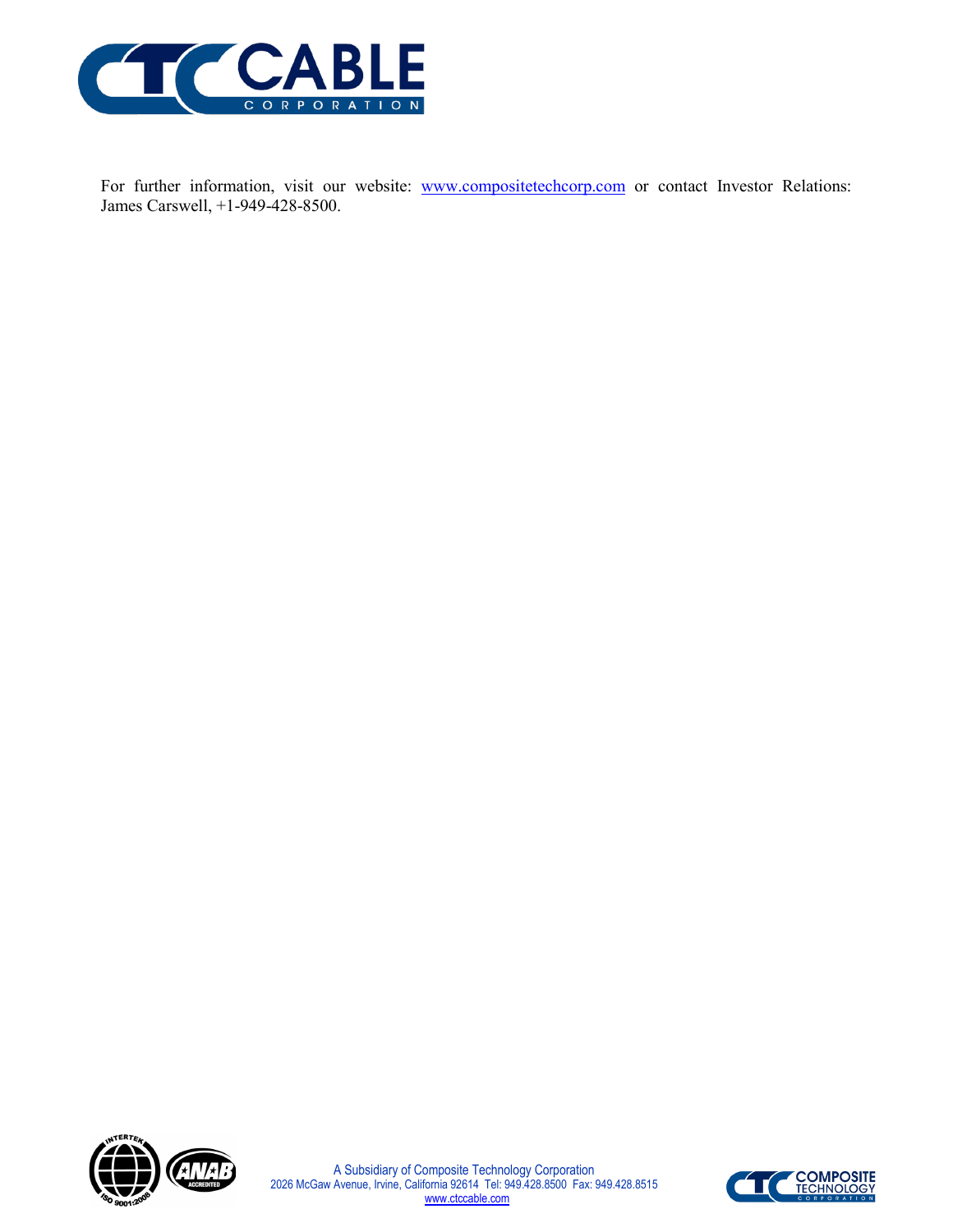For further information, visit our website: www.compositetechcorp.com or contact Investor Relations: James Carswell, +1-949-428-8500.